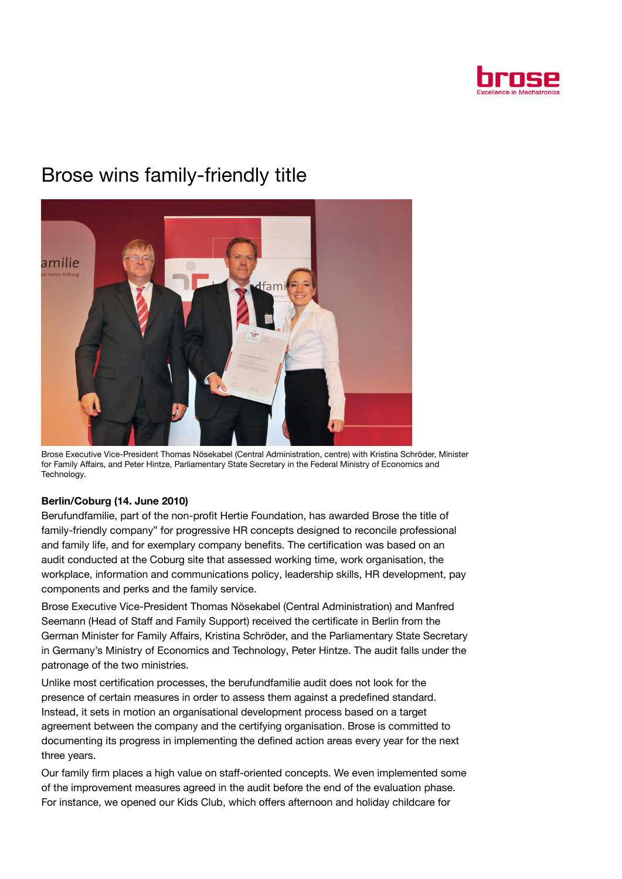# Brose wins family-friendly title

Brose Executive Vice-President Thomas Nösekabel (Central Administration, centre) with Kristina Schröder, Minister for Family Affairs, and Peter Hintze, Parliamentary State Secretary in the Federal Ministry of Economics and Technology.

**Berlin/Coburg (14. June 2010)**

Berufundfamilie, part of the non-profit Hertie Foundation, has awarded Brose the title of family-friendly company" for progressive HR concepts designed to reconcile professional and family life, and for exemplary company benefits. The certification was based on an audit conducted at the Coburg site that assessed working time, work organisation, the workplace, information and communications policy, leadership skills, HR development, pay components and perks and the family service.

Brose Executive Vice-President Thomas Nösekabel (Central Administration) and Manfred Seemann (Head of Staff and Family Support) received the certificate in Berlin from the German Minister for Family Affairs, Kristina Schröder, and the Parliamentary State Secretary in Germany's Ministry of Economics and Technology, Peter Hintze. The audit falls under the patronage of the two ministries.

Unlike most certification processes, the berufundfamilie audit does not look for the presence of certain measures in order to assess them against a predefined standard. Instead, it sets in motion an organisational development process based on a target agreement between the company and the certifying organisation. Brose is committed to documenting its progress in implementing the defined action areas every year for the next three years.

Our family firm places a high value on staff-oriented concepts. We even implemented some of the improvement measures agreed in the audit before the end of the evaluation phase. For instance, we opened our Kids Club, which offers afternoon and holiday childcare for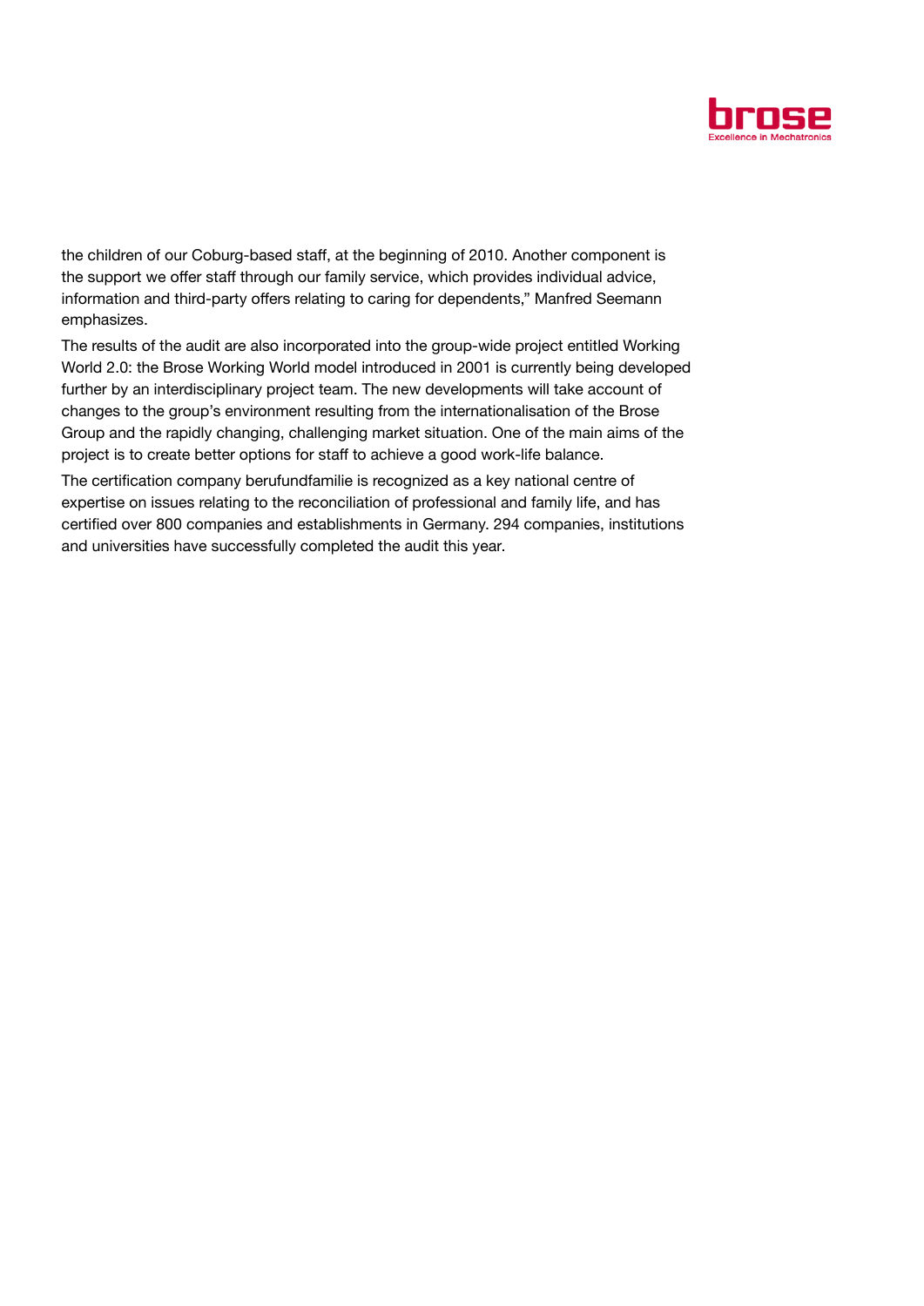the children of our Coburg-based staff, at the beginning of 2010. Another component is the support we offer staff through our family service, which provides individual advice, information and third-party offers relating to caring for dependents," Manfred Seemann emphasizes.

The results of the audit are also incorporated into the group-wide project entitled Working World 2.0: the Brose Working World model introduced in 2001 is currently being developed further by an interdisciplinary project team. The new developments will take account of changes to the group's environment resulting from the internationalisation of the Brose Group and the rapidly changing, challenging market situation. One of the main aims of the project is to create better options for staff to achieve a good work-life balance.

The certification company berufundfamilie is recognized as a key national centre of expertise on issues relating to the reconciliation of professional and family life, and has certified over 800 companies and establishments in Germany. 294 companies, institutions and universities have successfully completed the audit this year.